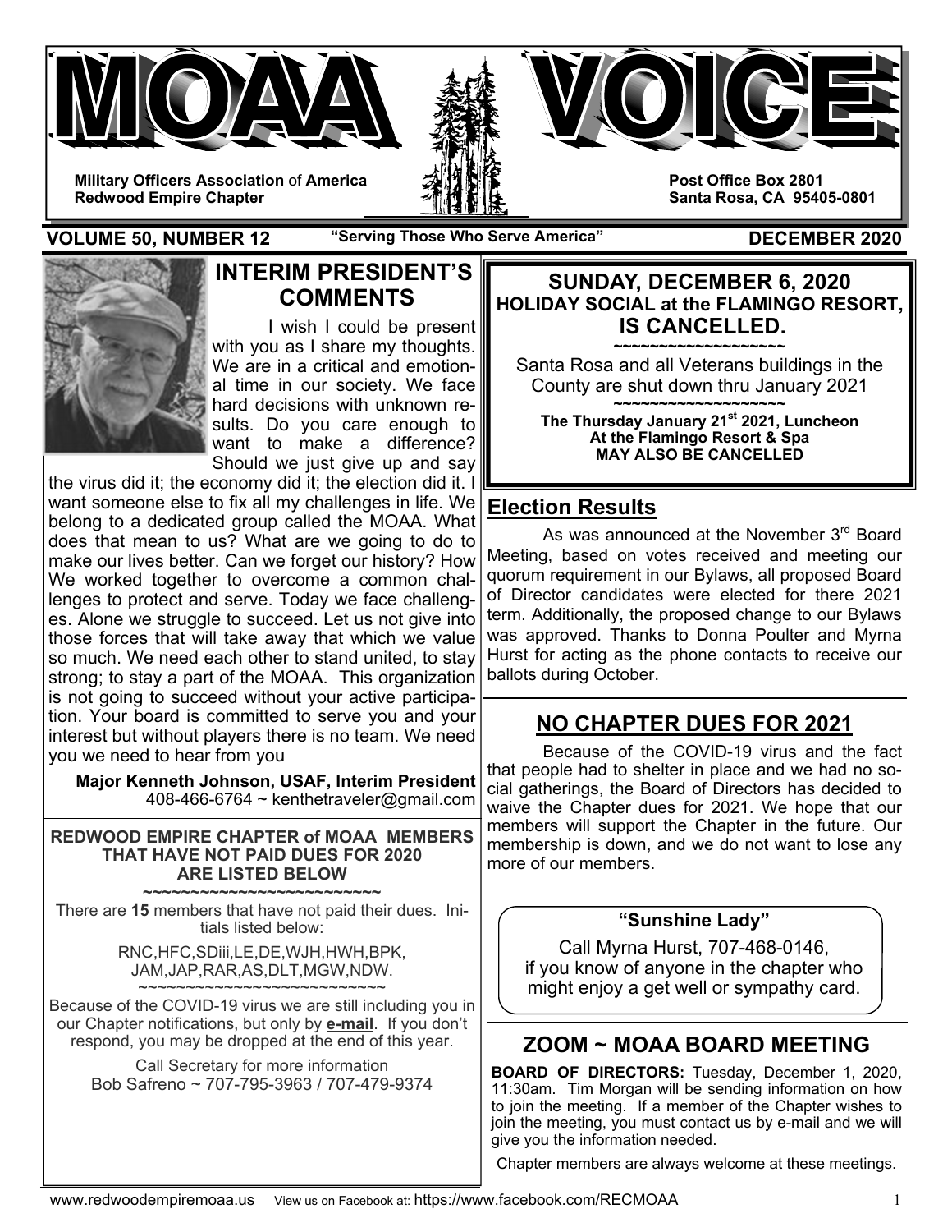# MOAA VOICE

**Military Officers Association** of **America**
**Redwood Empire Chapter**

**Post Office Box 2801**
**Santa Rosa, CA 95405-0801**

**VOLUME 50, NUMBER 12** — **"Serving Those Who Serve America"** — **DECEMBER 2020**

## INTERIM PRESIDENT'S COMMENTS

I wish I could be present with you as I share my thoughts. We are in a critical and emotional time in our society. We face hard decisions with unknown results. Do you care enough to want to make a difference? Should we just give up and say the virus did it; the economy did it; the election did it. I want someone else to fix all my challenges in life. We belong to a dedicated group called the MOAA. What does that mean to us? What are we going to do to make our lives better. Can we forget our history? How We worked together to overcome a common challenges to protect and serve. Today we face challenges. Alone we struggle to succeed. Let us not give into those forces that will take away that which we value so much. We need each other to stand united, to stay strong; to stay a part of the MOAA. This organization is not going to succeed without your active participation. Your board is committed to serve you and your interest but without players there is no team. We need you we need to hear from you

**Major Kenneth Johnson, USAF, Interim President**
408-466-6764 ~ kenthetraveler@gmail.com

### REDWOOD EMPIRE CHAPTER of MOAA MEMBERS THAT HAVE NOT PAID DUES FOR 2020 ARE LISTED BELOW

~~~~~~~~~~~~~~~~~~~~~~~~~~

There are **15** members that have not paid their dues. Initials listed below:

RNC,HFC,SDiii,LE,DE,WJH,HWH,BPK,
JAM,JAP,RAR,AS,DLT,MGW,NDW.

~~~~~~~~~~~~~~~~~~~~~~~~~~

Because of the COVID-19 virus we are still including you in our Chapter notifications, but only by **e-mail**. If you don't respond, you may be dropped at the end of this year.

Call Secretary for more information
Bob Safreno ~ 707-795-3963 / 707-479-9374

## SUNDAY, DECEMBER 6, 2020
### HOLIDAY SOCIAL at the FLAMINGO RESORT, IS CANCELLED.

~~~~~~~~~~~~~~~~~~~~

Santa Rosa and all Veterans buildings in the County are shut down thru January 2021

~~~~~~~~~~~~~~~~~~~~

**The Thursday January 21st 2021, Luncheon At the Flamingo Resort & Spa MAY ALSO BE CANCELLED**

## Election Results

As was announced at the November 3rd Board Meeting, based on votes received and meeting our quorum requirement in our Bylaws, all proposed Board of Director candidates were elected for there 2021 term. Additionally, the proposed change to our Bylaws was approved. Thanks to Donna Poulter and Myrna Hurst for acting as the phone contacts to receive our ballots during October.

## NO CHAPTER DUES FOR 2021

Because of the COVID-19 virus and the fact that people had to shelter in place and we had no social gatherings, the Board of Directors has decided to waive the Chapter dues for 2021. We hope that our members will support the Chapter in the future. Our membership is down, and we do not want to lose any more of our members.

### "Sunshine Lady"

Call Myrna Hurst, 707-468-0146, if you know of anyone in the chapter who might enjoy a get well or sympathy card.

## ZOOM ~ MOAA BOARD MEETING

**BOARD OF DIRECTORS:** Tuesday, December 1, 2020, 11:30am. Tim Morgan will be sending information on how to join the meeting. If a member of the Chapter wishes to join the meeting, you must contact us by e-mail and we will give you the information needed.

Chapter members are always welcome at these meetings.

www.redwoodempiremoaa.us View us on Facebook at: https://www.facebook.com/RECMOAA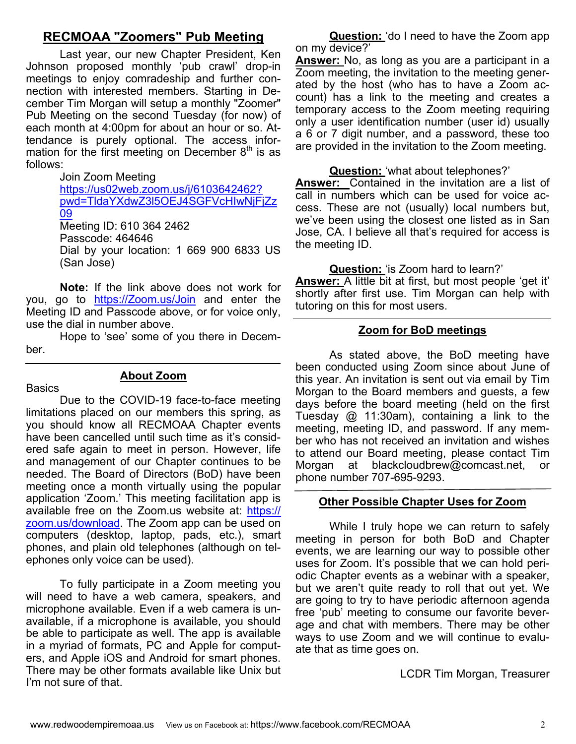## RECMOAA "Zoomers" Pub Meeting

Last year, our new Chapter President, Ken Johnson proposed monthly 'pub crawl' drop-in meetings to enjoy comradeship and further connection with interested members. Starting in December Tim Morgan will setup a monthly "Zoomer" Pub Meeting on the second Tuesday (for now) of each month at 4:00pm for about an hour or so. Attendance is purely optional. The access information for the first meeting on December 8th is as follows:

Join Zoom Meeting
https://us02web.zoom.us/j/6103642462?pwd=TldaYXdwZ3l5OEJ4SGFVcHlwNjFjZz09
Meeting ID: 610 364 2462
Passcode: 464646
Dial by your location: 1 669 900 6833 US (San Jose)

**Note:** If the link above does not work for you, go to https://Zoom.us/Join and enter the Meeting ID and Passcode above, or for voice only, use the dial in number above.

Hope to 'see' some of you there in December.

## About Zoom

Basics

Due to the COVID-19 face-to-face meeting limitations placed on our members this spring, as you should know all RECMOAA Chapter events have been cancelled until such time as it's considered safe again to meet in person. However, life and management of our Chapter continues to be needed. The Board of Directors (BoD) have been meeting once a month virtually using the popular application 'Zoom.' This meeting facilitation app is available free on the Zoom.us website at: https://zoom.us/download. The Zoom app can be used on computers (desktop, laptop, pads, etc.), smart phones, and plain old telephones (although on telephones only voice can be used).

To fully participate in a Zoom meeting you will need to have a web camera, speakers, and microphone available. Even if a web camera is unavailable, if a microphone is available, you should be able to participate as well. The app is available in a myriad of formats, PC and Apple for computers, and Apple iOS and Android for smart phones. There may be other formats available like Unix but I'm not sure of that.

**Question:** 'do I need to have the Zoom app on my device?'
**Answer:** No, as long as you are a participant in a Zoom meeting, the invitation to the meeting generated by the host (who has to have a Zoom account) has a link to the meeting and creates a temporary access to the Zoom meeting requiring only a user identification number (user id) usually a 6 or 7 digit number, and a password, these too are provided in the invitation to the Zoom meeting.

**Question:** 'what about telephones?'
**Answer:** Contained in the invitation are a list of call in numbers which can be used for voice access. These are not (usually) local numbers but, we've been using the closest one listed as in San Jose, CA. I believe all that's required for access is the meeting ID.

**Question:** 'is Zoom hard to learn?'
**Answer:** A little bit at first, but most people 'get it' shortly after first use. Tim Morgan can help with tutoring on this for most users.

## Zoom for BoD meetings

As stated above, the BoD meeting have been conducted using Zoom since about June of this year. An invitation is sent out via email by Tim Morgan to the Board members and guests, a few days before the board meeting (held on the first Tuesday @ 11:30am), containing a link to the meeting, meeting ID, and password. If any member who has not received an invitation and wishes to attend our Board meeting, please contact Tim Morgan at blackcloudbrew@comcast.net, or phone number 707-695-9293.

## Other Possible Chapter Uses for Zoom

While I truly hope we can return to safely meeting in person for both BoD and Chapter events, we are learning our way to possible other uses for Zoom. It's possible that we can hold periodic Chapter events as a webinar with a speaker, but we aren't quite ready to roll that out yet. We are going to try to have periodic afternoon agenda free 'pub' meeting to consume our favorite beverage and chat with members. There may be other ways to use Zoom and we will continue to evaluate that as time goes on.

LCDR Tim Morgan, Treasurer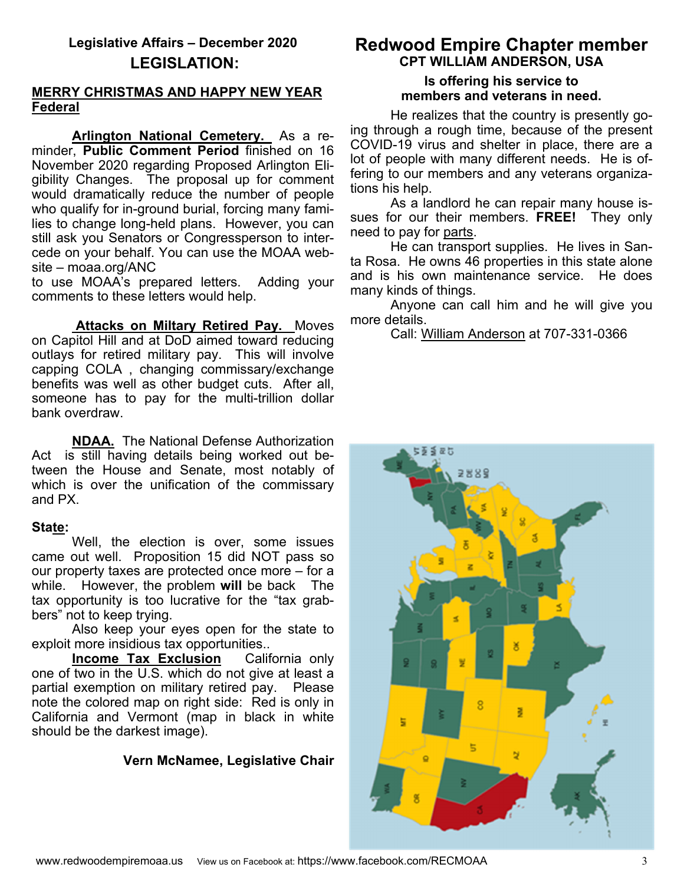### Legislative Affairs – December 2020

## LEGISLATION:

**MERRY CHRISTMAS AND HAPPY NEW YEAR**

**Federal**

**Arlington National Cemetery.** As a reminder, **Public Comment Period** finished on 16 November 2020 regarding Proposed Arlington Eligibility Changes. The proposal up for comment would dramatically reduce the number of people who qualify for in-ground burial, forcing many families to change long-held plans. However, you can still ask you Senators or Congressperson to intercede on your behalf. You can use the MOAA website – moaa.org/ANC
to use MOAA's prepared letters. Adding your comments to these letters would help.

**Attacks on Miltary Retired Pay.** Moves on Capitol Hill and at DoD aimed toward reducing outlays for retired military pay. This will involve capping COLA , changing commissary/exchange benefits was well as other budget cuts. After all, someone has to pay for the multi-trillion dollar bank overdraw.

**NDAA.** The National Defense Authorization Act is still having details being worked out between the House and Senate, most notably of which is over the unification of the commissary and PX.

**State:**

Well, the election is over, some issues came out well. Proposition 15 did NOT pass so our property taxes are protected once more – for a while. However, the problem **will** be back The tax opportunity is too lucrative for the "tax grabbers" not to keep trying.

Also keep your eyes open for the state to exploit more insidious tax opportunities..

**Income Tax Exclusion** California only one of two in the U.S. which do not give at least a partial exemption on military retired pay. Please note the colored map on right side: Red is only in California and Vermont (map in black in white should be the darkest image).

**Vern McNamee, Legislative Chair**

## Redwood Empire Chapter member

### CPT WILLIAM ANDERSON, USA

**Is offering his service to members and veterans in need.**

He realizes that the country is presently going through a rough time, because of the present COVID-19 virus and shelter in place, there are a lot of people with many different needs. He is offering to our members and any veterans organizations his help.

As a landlord he can repair many house issues for our their members. **FREE!** They only need to pay for parts.

He can transport supplies. He lives in Santa Rosa. He owns 46 properties in this state alone and is his own maintenance service. He does many kinds of things.

Anyone can call him and he will give you more details.

Call: William Anderson at 707-331-0366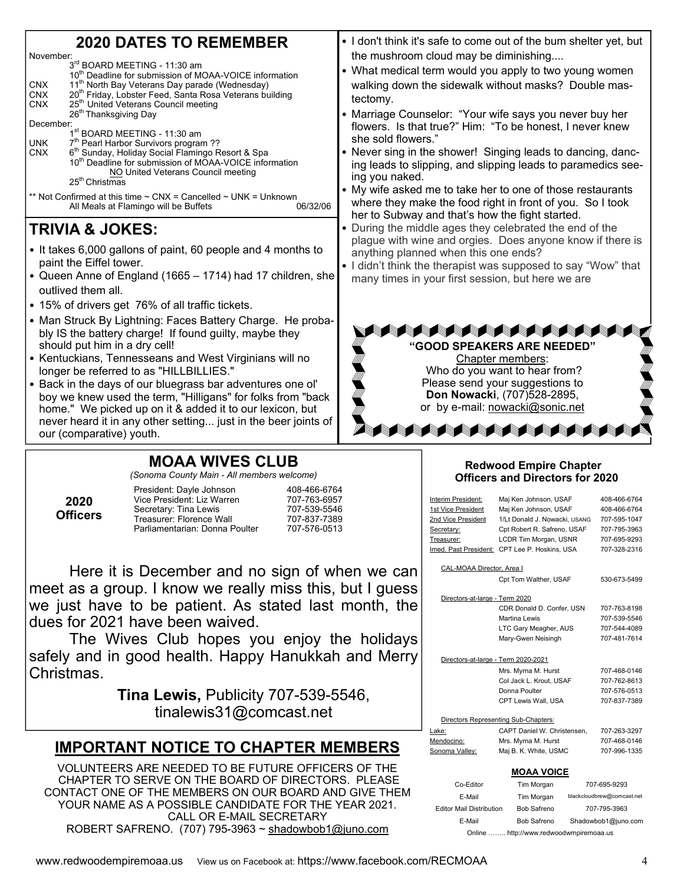## 2020 DATES TO REMEMBER

November:

| | |
|---|---|
| | 3rd BOARD MEETING - 11:30 am |
| | 10th Deadline for submission of MOAA-VOICE information |
| CNX | 11th North Bay Veterans Day parade (Wednesday) |
| CNX | 20th Friday, Lobster Feed, Santa Rosa Veterans building |
| CNX | 25th United Veterans Council meeting |
| | 26th Thanksgiving Day |

December:

| | |
|---|---|
| | 1st BOARD MEETING - 11:30 am |
| UNK | 7th Pearl Harbor Survivors program ?? |
| CNX | 6th Sunday, Holiday Social Flamingo Resort & Spa |
| | 10th Deadline for submission of MOAA-VOICE information |
| | NO United Veterans Council meeting |
| | 25th Christmas |

** Not Confirmed at this time ~ CNX = Cancelled ~ UNK = Unknown
All Meals at Flamingo will be Buffets 06/32/06

## TRIVIA & JOKES:

- It takes 6,000 gallons of paint, 60 people and 4 months to paint the Eiffel tower.
- Queen Anne of England (1665 – 1714) had 17 children, she outlived them all.
- 15% of drivers get 76% of all traffic tickets.
- Man Struck By Lightning: Faces Battery Charge. He probably IS the battery charge! If found guilty, maybe they should put him in a dry cell!
- Kentuckians, Tennesseans and West Virginians will no longer be referred to as "HILLBILLIES."
- Back in the days of our bluegrass bar adventures one ol' boy we knew used the term, "Hilligans" for folks from "back home." We picked up on it & added it to our lexicon, but never heard it in any other setting... just in the beer joints of our (comparative) youth.
- I don't think it's safe to come out of the bum shelter yet, but the mushroom cloud may be diminishing....
- What medical term would you apply to two young women walking down the sidewalk without masks? Double mastectomy.
- Marriage Counselor: "Your wife says you never buy her flowers. Is that true?" Him: "To be honest, I never knew she sold flowers."
- Never sing in the shower! Singing leads to dancing, dancing leads to slipping, and slipping leads to paramedics seeing you naked.
- My wife asked me to take her to one of those restaurants where they make the food right in front of you. So I took her to Subway and that's how the fight started.
- During the middle ages they celebrated the end of the plague with wine and orgies. Does anyone know if there is anything planned when this one ends?
- I didn't think the therapist was supposed to say "Wow" that many times in your first session, but here we are

**"GOOD SPEAKERS ARE NEEDED"**

Chapter members:
Who do you want to hear from?
Please send your suggestions to
**Don Nowacki**, (707)528-2895,
or by e-mail: nowacki@sonic.net

## MOAA WIVES CLUB

*(Sonoma County Main - All members welcome)*

**2020 Officers**

| | |
|---|---|
| President: Dayle Johnson | 408-466-6764 |
| Vice President: Liz Warren | 707-763-6957 |
| Secretary: Tina Lewis | 707-539-5546 |
| Treasurer: Florence Wall | 707-837-7389 |
| Parliamentarian: Donna Poulter | 707-576-0513 |

Here it is December and no sign of when we can meet as a group. I know we really miss this, but I guess we just have to be patient. As stated last month, the dues for 2021 have been waived.

The Wives Club hopes you enjoy the holidays safely and in good health. Happy Hanukkah and Merry Christmas.

**Tina Lewis,** Publicity 707-539-5546,
tinalewis31@comcast.net

## IMPORTANT NOTICE TO CHAPTER MEMBERS

VOLUNTEERS ARE NEEDED TO BE FUTURE OFFICERS OF THE CHAPTER TO SERVE ON THE BOARD OF DIRECTORS. PLEASE CONTACT ONE OF THE MEMBERS ON OUR BOARD AND GIVE THEM YOUR NAME AS A POSSIBLE CANDIDATE FOR THE YEAR 2021. CALL OR E-MAIL SECRETARY ROBERT SAFRENO. (707) 795-3963 ~ shadowbob1@juno.com

### Redwood Empire Chapter Officers and Directors for 2020

| | | |
|---|---|---|
| Interim President: | Maj Ken Johnson, USAF | 408-466-6764 |
| 1st Vice President | Maj Ken Johnson, USAF | 408-466-6764 |
| 2nd Vice President | 1/Lt Donald J. Nowacki, USANG | 707-595-1047 |
| Secretary: | Cpt Robert R. Safreno, USAF | 707-795-3963 |
| Treasurer: | LCDR Tim Morgan, USNR | 707-695-9293 |
| Imed. Past President: | CPT Lee P. Hoskins, USA | 707-328-2316 |
| CAL-MOAA Director, Area I | | |
| | Cpt Tom Walther, USAF | 530-673-5499 |
| Directors-at-large - Term 2020 | | |
| | CDR Donald D. Confer, USN | 707-763-8198 |
| | Martina Lewis | 707-539-5546 |
| | LTC Gary Meagher, AUS | 707-544-4089 |
| | Mary-Gwen Neisingh | 707-481-7614 |
| Directors-at-large - Term 2020-2021 | | |
| | Mrs. Myrna M. Hurst | 707-468-0146 |
| | Col Jack L. Krout, USAF | 707-762-8613 |
| | Donna Poulter | 707-576-0513 |
| | CPT Lewis Wall, USA | 707-837-7389 |
| Directors Representing Sub-Chapters: | | |
| Lake: | CAPT Daniel W. Christensen, | 707-263-3297 |
| Mendocino: | Mrs. Myrna M. Hurst | 707-468-0146 |
| Sonoma Valley: | Maj B. K. White, USMC | 707-996-1335 |

#### MOAA VOICE

| | | |
|---|---|---|
| Co-Editor | Tim Morgan | 707-695-9293 |
| E-Mail | Tim Morgan | blackcloudbrew@comcast.net |
| Editor Mail Distribution | Bob Safreno | 707-795-3963 |
| E-Mail | Bob Safreno | Shadowbob1@juno.com |

Online ........ http://www.redwoodwmpiremoaa.us

www.redwoodempiremoaa.us View us on Facebook at: https://www.facebook.com/RECMOAA